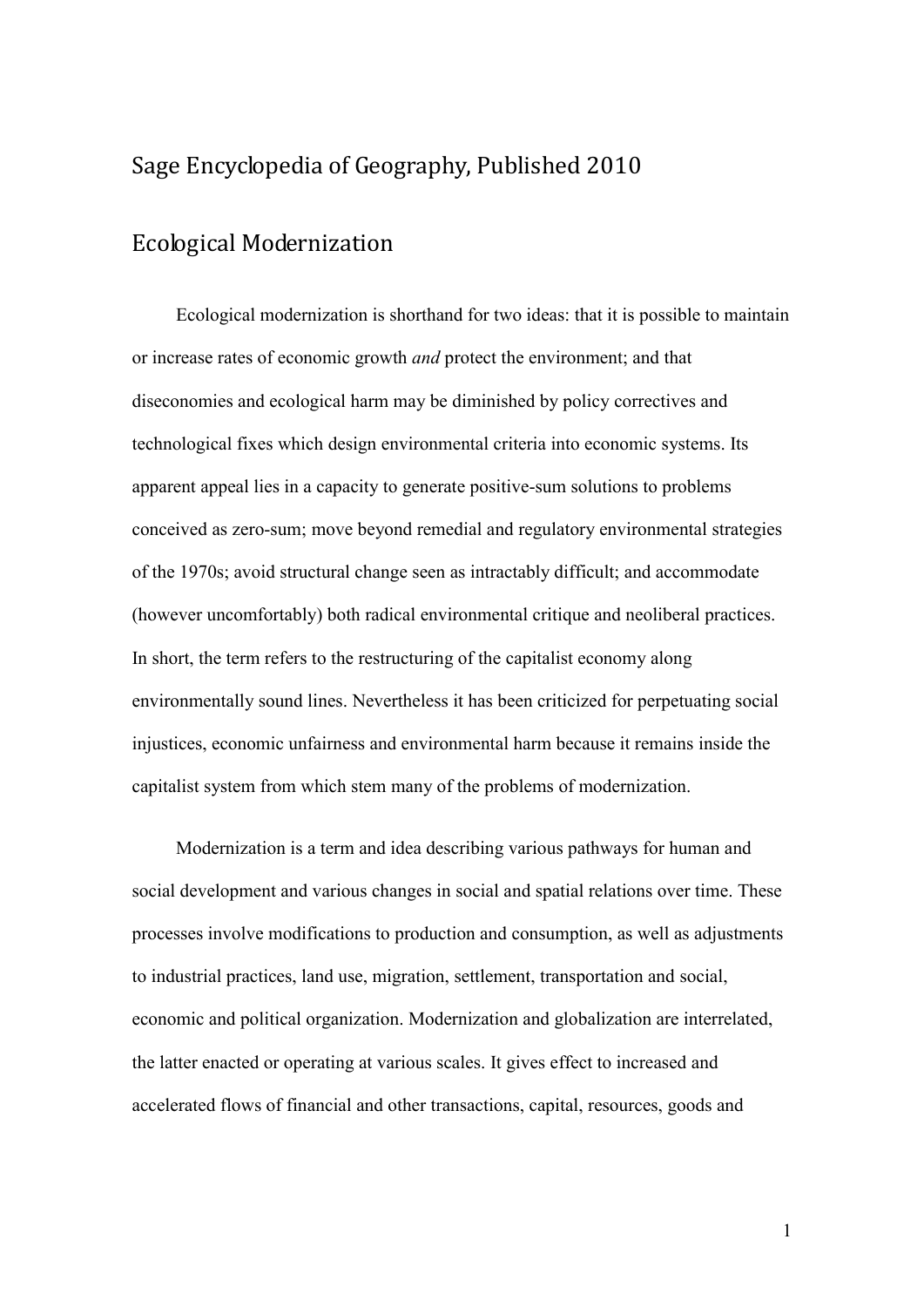# Sage Encyclopedia of Geography, Published 2010

## Ecological Modernization

Ecological modernization is shorthand for two ideas: that it is possible to maintain or increase rates of economic growth *and* protect the environment; and that diseconomies and ecological harm may be diminished by policy correctives and technological fixes which design environmental criteria into economic systems. Its apparent appeal lies in a capacity to generate positive-sum solutions to problems conceived as zero-sum; move beyond remedial and regulatory environmental strategies of the 1970s; avoid structural change seen as intractably difficult; and accommodate (however uncomfortably) both radical environmental critique and neoliberal practices. In short, the term refers to the restructuring of the capitalist economy along environmentally sound lines. Nevertheless it has been criticized for perpetuating social injustices, economic unfairness and environmental harm because it remains inside the capitalist system from which stem many of the problems of modernization.

Modernization is a term and idea describing various pathways for human and social development and various changes in social and spatial relations over time. These processes involve modifications to production and consumption, as well as adjustments to industrial practices, land use, migration, settlement, transportation and social, economic and political organization. Modernization and globalization are interrelated, the latter enacted or operating at various scales. It gives effect to increased and accelerated flows of financial and other transactions, capital, resources, goods and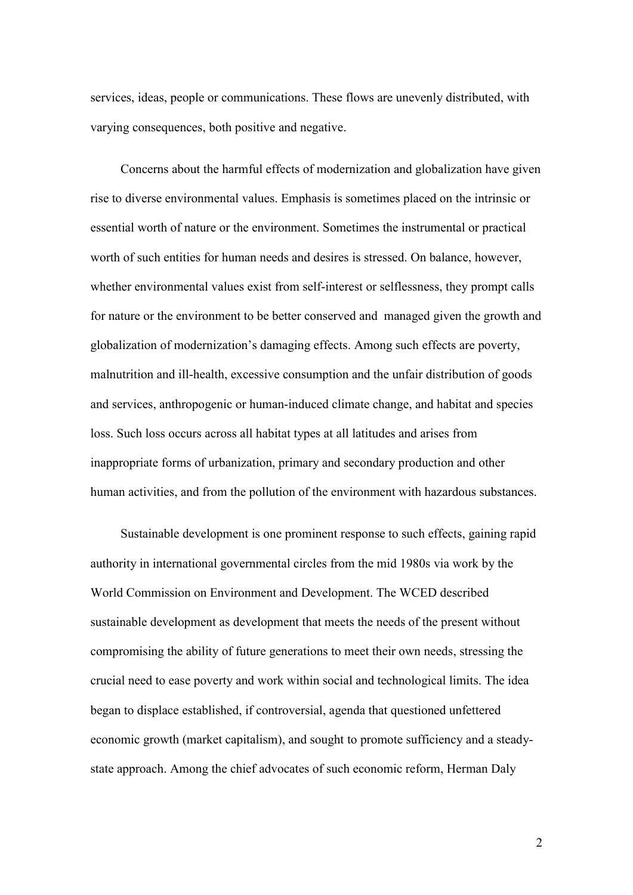services, ideas, people or communications. These flows are unevenly distributed, with varying consequences, both positive and negative.

Concerns about the harmful effects of modernization and globalization have given rise to diverse environmental values. Emphasis is sometimes placed on the intrinsic or essential worth of nature or the environment. Sometimes the instrumental or practical worth of such entities for human needs and desires is stressed. On balance, however, whether environmental values exist from self-interest or selflessness, they prompt calls for nature or the environment to be better conserved and managed given the growth and globalization of modernization's damaging effects. Among such effects are poverty, malnutrition and ill-health, excessive consumption and the unfair distribution of goods and services, anthropogenic or human-induced climate change, and habitat and species loss. Such loss occurs across all habitat types at all latitudes and arises from inappropriate forms of urbanization, primary and secondary production and other human activities, and from the pollution of the environment with hazardous substances.

Sustainable development is one prominent response to such effects, gaining rapid authority in international governmental circles from the mid 1980s via work by the World Commission on Environment and Development. The WCED described sustainable development as development that meets the needs of the present without compromising the ability of future generations to meet their own needs, stressing the crucial need to ease poverty and work within social and technological limits. The idea began to displace established, if controversial, agenda that questioned unfettered economic growth (market capitalism), and sought to promote sufficiency and a steady-state approach. Among the chief advocates of such economic reform, Herman Daly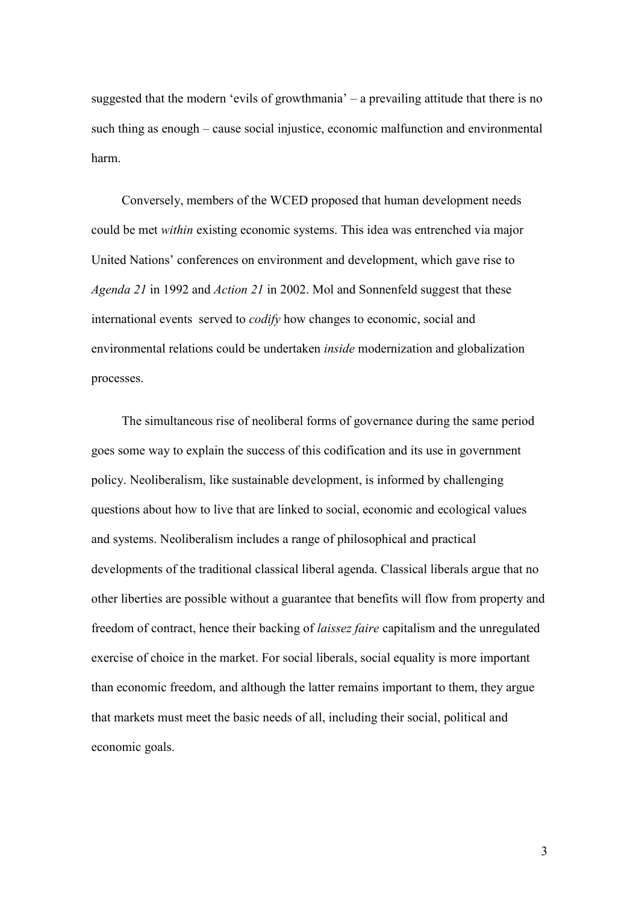suggested that the modern 'evils of growthmania' – a prevailing attitude that there is no such thing as enough – cause social injustice, economic malfunction and environmental harm.

Conversely, members of the WCED proposed that human development needs could be met *within* existing economic systems. This idea was entrenched via major United Nations' conferences on environment and development, which gave rise to *Agenda 21* in 1992 and *Action 21* in 2002. Mol and Sonnenfeld suggest that these international events served to *codify* how changes to economic, social and environmental relations could be undertaken *inside* modernization and globalization processes.

The simultaneous rise of neoliberal forms of governance during the same period goes some way to explain the success of this codification and its use in government policy. Neoliberalism, like sustainable development, is informed by challenging questions about how to live that are linked to social, economic and ecological values and systems. Neoliberalism includes a range of philosophical and practical developments of the traditional classical liberal agenda. Classical liberals argue that no other liberties are possible without a guarantee that benefits will flow from property and freedom of contract, hence their backing of *laissez faire* capitalism and the unregulated exercise of choice in the market. For social liberals, social equality is more important than economic freedom, and although the latter remains important to them, they argue that markets must meet the basic needs of all, including their social, political and economic goals.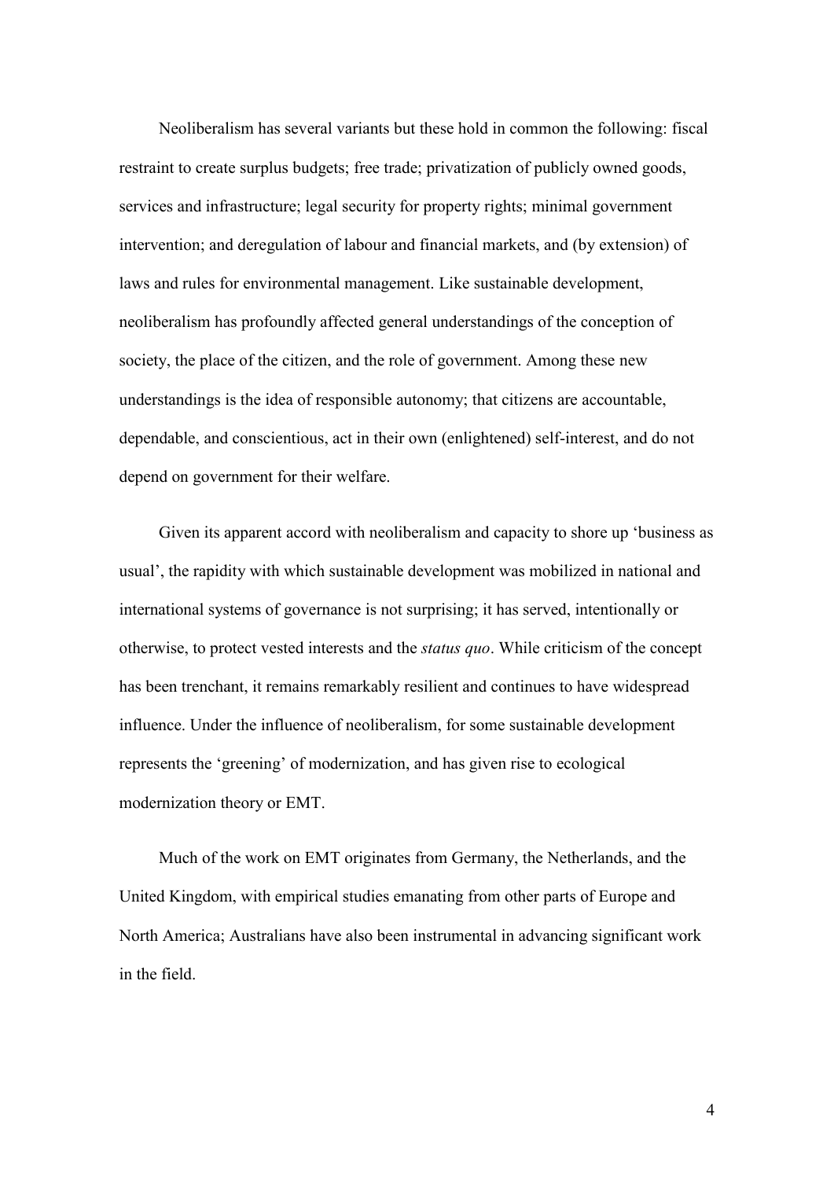Neoliberalism has several variants but these hold in common the following: fiscal restraint to create surplus budgets; free trade; privatization of publicly owned goods, services and infrastructure; legal security for property rights; minimal government intervention; and deregulation of labour and financial markets, and (by extension) of laws and rules for environmental management. Like sustainable development, neoliberalism has profoundly affected general understandings of the conception of society, the place of the citizen, and the role of government. Among these new understandings is the idea of responsible autonomy; that citizens are accountable, dependable, and conscientious, act in their own (enlightened) self-interest, and do not depend on government for their welfare.

Given its apparent accord with neoliberalism and capacity to shore up 'business as usual', the rapidity with which sustainable development was mobilized in national and international systems of governance is not surprising; it has served, intentionally or otherwise, to protect vested interests and the *status quo*. While criticism of the concept has been trenchant, it remains remarkably resilient and continues to have widespread influence. Under the influence of neoliberalism, for some sustainable development represents the 'greening' of modernization, and has given rise to ecological modernization theory or EMT.

Much of the work on EMT originates from Germany, the Netherlands, and the United Kingdom, with empirical studies emanating from other parts of Europe and North America; Australians have also been instrumental in advancing significant work in the field.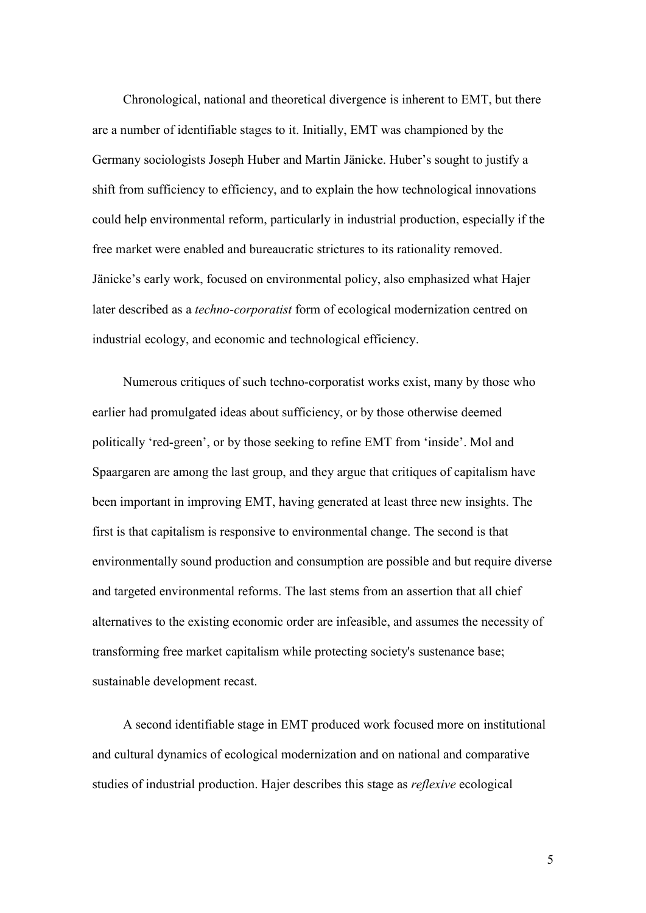Chronological, national and theoretical divergence is inherent to EMT, but there are a number of identifiable stages to it. Initially, EMT was championed by the Germany sociologists Joseph Huber and Martin Jänicke. Huber's sought to justify a shift from sufficiency to efficiency, and to explain the how technological innovations could help environmental reform, particularly in industrial production, especially if the free market were enabled and bureaucratic strictures to its rationality removed. Jänicke's early work, focused on environmental policy, also emphasized what Hajer later described as a *techno-corporatist* form of ecological modernization centred on industrial ecology, and economic and technological efficiency.

Numerous critiques of such techno-corporatist works exist, many by those who earlier had promulgated ideas about sufficiency, or by those otherwise deemed politically 'red-green', or by those seeking to refine EMT from 'inside'. Mol and Spaargaren are among the last group, and they argue that critiques of capitalism have been important in improving EMT, having generated at least three new insights. The first is that capitalism is responsive to environmental change. The second is that environmentally sound production and consumption are possible and but require diverse and targeted environmental reforms. The last stems from an assertion that all chief alternatives to the existing economic order are infeasible, and assumes the necessity of transforming free market capitalism while protecting society's sustenance base; sustainable development recast.

A second identifiable stage in EMT produced work focused more on institutional and cultural dynamics of ecological modernization and on national and comparative studies of industrial production. Hajer describes this stage as *reflexive* ecological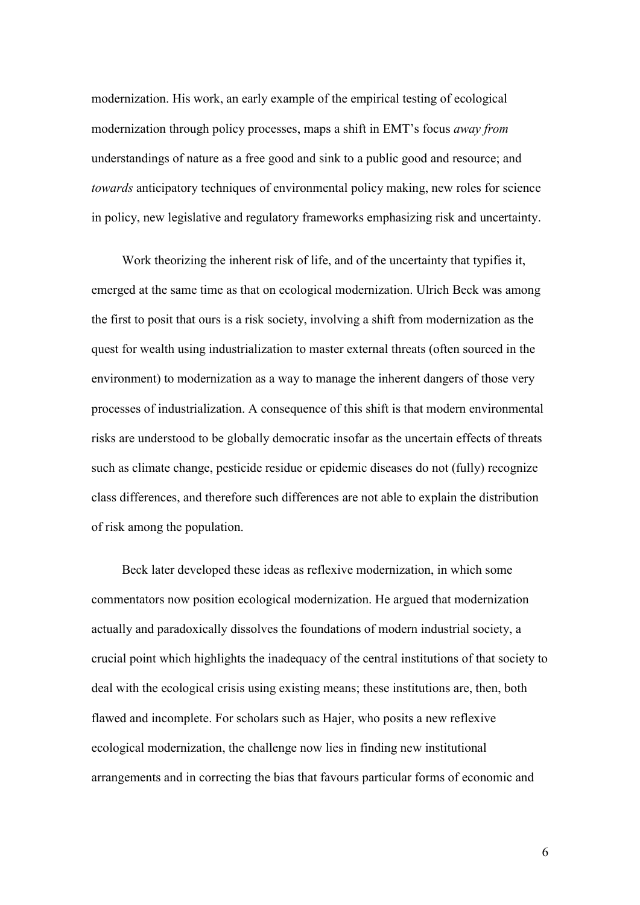modernization. His work, an early example of the empirical testing of ecological modernization through policy processes, maps a shift in EMT's focus *away from* understandings of nature as a free good and sink to a public good and resource; and *towards* anticipatory techniques of environmental policy making, new roles for science in policy, new legislative and regulatory frameworks emphasizing risk and uncertainty.

Work theorizing the inherent risk of life, and of the uncertainty that typifies it, emerged at the same time as that on ecological modernization. Ulrich Beck was among the first to posit that ours is a risk society, involving a shift from modernization as the quest for wealth using industrialization to master external threats (often sourced in the environment) to modernization as a way to manage the inherent dangers of those very processes of industrialization. A consequence of this shift is that modern environmental risks are understood to be globally democratic insofar as the uncertain effects of threats such as climate change, pesticide residue or epidemic diseases do not (fully) recognize class differences, and therefore such differences are not able to explain the distribution of risk among the population.

Beck later developed these ideas as reflexive modernization, in which some commentators now position ecological modernization. He argued that modernization actually and paradoxically dissolves the foundations of modern industrial society, a crucial point which highlights the inadequacy of the central institutions of that society to deal with the ecological crisis using existing means; these institutions are, then, both flawed and incomplete. For scholars such as Hajer, who posits a new reflexive ecological modernization, the challenge now lies in finding new institutional arrangements and in correcting the bias that favours particular forms of economic and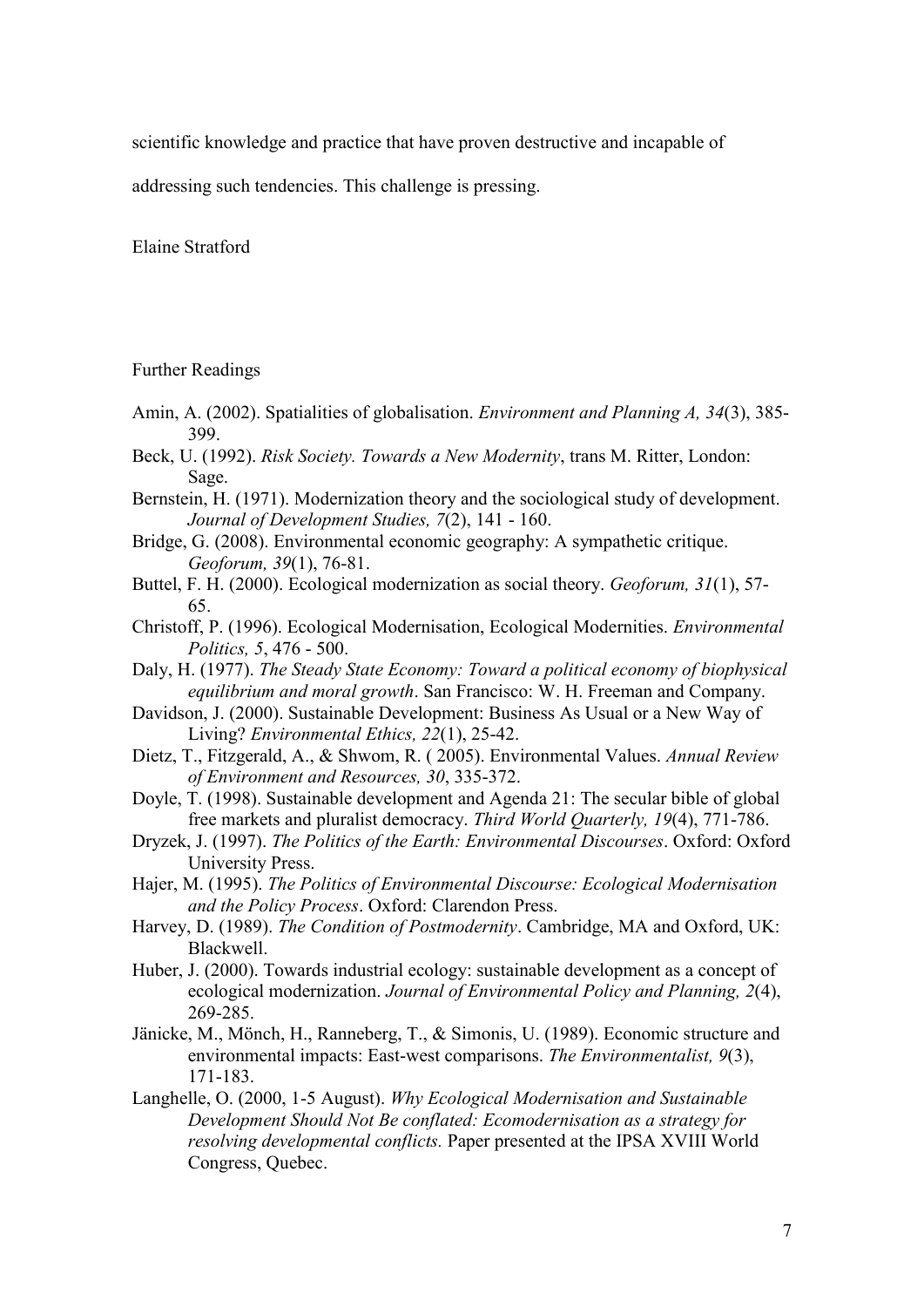scientific knowledge and practice that have proven destructive and incapable of addressing such tendencies. This challenge is pressing.

Elaine Stratford

Further Readings

Amin, A. (2002). Spatialities of globalisation. *Environment and Planning A, 34*(3), 385-399.

Beck, U. (1992). *Risk Society. Towards a New Modernity*, trans M. Ritter, London: Sage.

Bernstein, H. (1971). Modernization theory and the sociological study of development. *Journal of Development Studies, 7*(2), 141 - 160.

Bridge, G. (2008). Environmental economic geography: A sympathetic critique. *Geoforum, 39*(1), 76-81.

Buttel, F. H. (2000). Ecological modernization as social theory. *Geoforum, 31*(1), 57-65.

Christoff, P. (1996). Ecological Modernisation, Ecological Modernities. *Environmental Politics, 5*, 476 - 500.

Daly, H. (1977). *The Steady State Economy: Toward a political economy of biophysical equilibrium and moral growth*. San Francisco: W. H. Freeman and Company.

Davidson, J. (2000). Sustainable Development: Business As Usual or a New Way of Living? *Environmental Ethics, 22*(1), 25-42.

Dietz, T., Fitzgerald, A., & Shwom, R. ( 2005). Environmental Values. *Annual Review of Environment and Resources, 30*, 335-372.

Doyle, T. (1998). Sustainable development and Agenda 21: The secular bible of global free markets and pluralist democracy. *Third World Quarterly, 19*(4), 771-786.

Dryzek, J. (1997). *The Politics of the Earth: Environmental Discourses*. Oxford: Oxford University Press.

Hajer, M. (1995). *The Politics of Environmental Discourse: Ecological Modernisation and the Policy Process*. Oxford: Clarendon Press.

Harvey, D. (1989). *The Condition of Postmodernity*. Cambridge, MA and Oxford, UK: Blackwell.

Huber, J. (2000). Towards industrial ecology: sustainable development as a concept of ecological modernization. *Journal of Environmental Policy and Planning, 2*(4), 269-285.

Jänicke, M., Mönch, H., Ranneberg, T., & Simonis, U. (1989). Economic structure and environmental impacts: East-west comparisons. *The Environmentalist, 9*(3), 171-183.

Langhelle, O. (2000, 1-5 August). *Why Ecological Modernisation and Sustainable Development Should Not Be conflated: Ecomodernisation as a strategy for resolving developmental conflicts.* Paper presented at the IPSA XVIII World Congress, Quebec.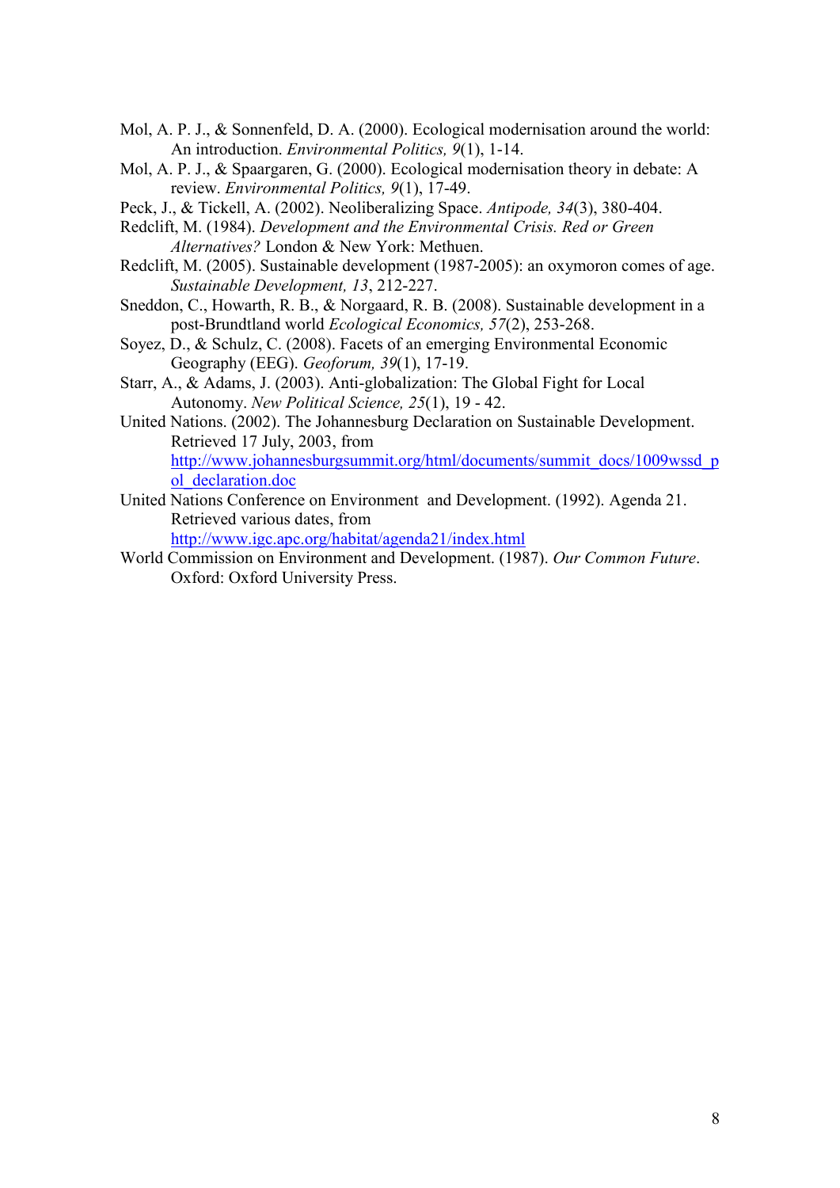Mol, A. P. J., & Sonnenfeld, D. A. (2000). Ecological modernisation around the world: An introduction. *Environmental Politics, 9*(1), 1-14.

Mol, A. P. J., & Spaargaren, G. (2000). Ecological modernisation theory in debate: A review. *Environmental Politics, 9*(1), 17-49.

Peck, J., & Tickell, A. (2002). Neoliberalizing Space. *Antipode, 34*(3), 380-404.

Redclift, M. (1984). *Development and the Environmental Crisis. Red or Green Alternatives?* London & New York: Methuen.

Redclift, M. (2005). Sustainable development (1987-2005): an oxymoron comes of age. *Sustainable Development, 13*, 212-227.

Sneddon, C., Howarth, R. B., & Norgaard, R. B. (2008). Sustainable development in a post-Brundtland world *Ecological Economics, 57*(2), 253-268.

Soyez, D., & Schulz, C. (2008). Facets of an emerging Environmental Economic Geography (EEG). *Geoforum, 39*(1), 17-19.

Starr, A., & Adams, J. (2003). Anti-globalization: The Global Fight for Local Autonomy. *New Political Science, 25*(1), 19 - 42.

United Nations. (2002). The Johannesburg Declaration on Sustainable Development. Retrieved 17 July, 2003, from http://www.johannesburgsummit.org/html/documents/summit_docs/1009wssd_pol_declaration.doc

United Nations Conference on Environment and Development. (1992). Agenda 21. Retrieved various dates, from http://www.igc.apc.org/habitat/agenda21/index.html

World Commission on Environment and Development. (1987). *Our Common Future*. Oxford: Oxford University Press.